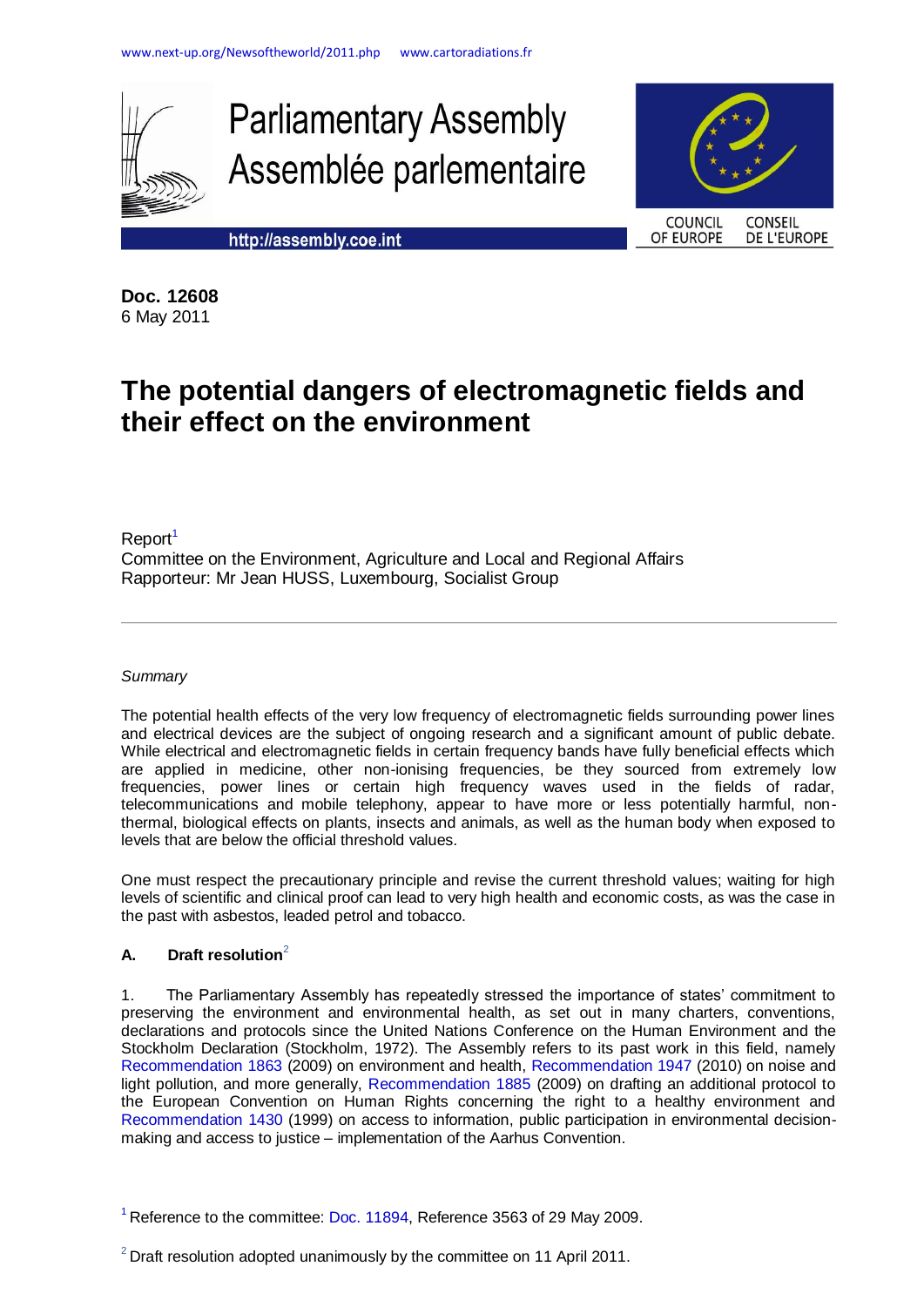www.next-up.org/Newsoftheworld/2011.php www.cartoradiations.fr

Parliamentary Assembly
Assemblée parlementaire

http://assembly.coe.int

COUNCIL OF EUROPE CONSEIL DE L'EUROPE

**Doc. 12608**
6 May 2011

# The potential dangers of electromagnetic fields and their effect on the environment

Report[1]
Committee on the Environment, Agriculture and Local and Regional Affairs
Rapporteur: Mr Jean HUSS, Luxembourg, Socialist Group

---

*Summary*

The potential health effects of the very low frequency of electromagnetic fields surrounding power lines and electrical devices are the subject of ongoing research and a significant amount of public debate. While electrical and electromagnetic fields in certain frequency bands have fully beneficial effects which are applied in medicine, other non-ionising frequencies, be they sourced from extremely low frequencies, power lines or certain high frequency waves used in the fields of radar, telecommunications and mobile telephony, appear to have more or less potentially harmful, non-thermal, biological effects on plants, insects and animals, as well as the human body when exposed to levels that are below the official threshold values.

One must respect the precautionary principle and revise the current threshold values; waiting for high levels of scientific and clinical proof can lead to very high health and economic costs, as was the case in the past with asbestos, leaded petrol and tobacco.

## A. Draft resolution[2]

1. The Parliamentary Assembly has repeatedly stressed the importance of states' commitment to preserving the environment and environmental health, as set out in many charters, conventions, declarations and protocols since the United Nations Conference on the Human Environment and the Stockholm Declaration (Stockholm, 1972). The Assembly refers to its past work in this field, namely Recommendation 1863 (2009) on environment and health, Recommendation 1947 (2010) on noise and light pollution, and more generally, Recommendation 1885 (2009) on drafting an additional protocol to the European Convention on Human Rights concerning the right to a healthy environment and Recommendation 1430 (1999) on access to information, public participation in environmental decision-making and access to justice – implementation of the Aarhus Convention.

[1] Reference to the committee: Doc. 11894, Reference 3563 of 29 May 2009.

[2] Draft resolution adopted unanimously by the committee on 11 April 2011.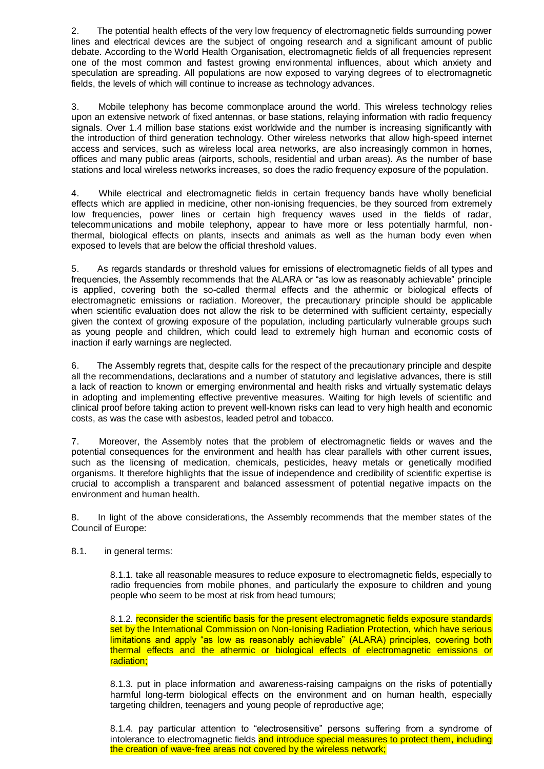2. The potential health effects of the very low frequency of electromagnetic fields surrounding power lines and electrical devices are the subject of ongoing research and a significant amount of public debate. According to the World Health Organisation, electromagnetic fields of all frequencies represent one of the most common and fastest growing environmental influences, about which anxiety and speculation are spreading. All populations are now exposed to varying degrees of to electromagnetic fields, the levels of which will continue to increase as technology advances.

3. Mobile telephony has become commonplace around the world. This wireless technology relies upon an extensive network of fixed antennas, or base stations, relaying information with radio frequency signals. Over 1.4 million base stations exist worldwide and the number is increasing significantly with the introduction of third generation technology. Other wireless networks that allow high-speed internet access and services, such as wireless local area networks, are also increasingly common in homes, offices and many public areas (airports, schools, residential and urban areas). As the number of base stations and local wireless networks increases, so does the radio frequency exposure of the population.

4. While electrical and electromagnetic fields in certain frequency bands have wholly beneficial effects which are applied in medicine, other non-ionising frequencies, be they sourced from extremely low frequencies, power lines or certain high frequency waves used in the fields of radar, telecommunications and mobile telephony, appear to have more or less potentially harmful, non-thermal, biological effects on plants, insects and animals as well as the human body even when exposed to levels that are below the official threshold values.

5. As regards standards or threshold values for emissions of electromagnetic fields of all types and frequencies, the Assembly recommends that the ALARA or "as low as reasonably achievable" principle is applied, covering both the so-called thermal effects and the athermic or biological effects of electromagnetic emissions or radiation. Moreover, the precautionary principle should be applicable when scientific evaluation does not allow the risk to be determined with sufficient certainty, especially given the context of growing exposure of the population, including particularly vulnerable groups such as young people and children, which could lead to extremely high human and economic costs of inaction if early warnings are neglected.

6. The Assembly regrets that, despite calls for the respect of the precautionary principle and despite all the recommendations, declarations and a number of statutory and legislative advances, there is still a lack of reaction to known or emerging environmental and health risks and virtually systematic delays in adopting and implementing effective preventive measures. Waiting for high levels of scientific and clinical proof before taking action to prevent well-known risks can lead to very high health and economic costs, as was the case with asbestos, leaded petrol and tobacco.

7. Moreover, the Assembly notes that the problem of electromagnetic fields or waves and the potential consequences for the environment and health has clear parallels with other current issues, such as the licensing of medication, chemicals, pesticides, heavy metals or genetically modified organisms. It therefore highlights that the issue of independence and credibility of scientific expertise is crucial to accomplish a transparent and balanced assessment of potential negative impacts on the environment and human health.

8. In light of the above considerations, the Assembly recommends that the member states of the Council of Europe:

8.1. in general terms:

8.1.1. take all reasonable measures to reduce exposure to electromagnetic fields, especially to radio frequencies from mobile phones, and particularly the exposure to children and young people who seem to be most at risk from head tumours;

8.1.2. reconsider the scientific basis for the present electromagnetic fields exposure standards set by the International Commission on Non-Ionising Radiation Protection, which have serious limitations and apply "as low as reasonably achievable" (ALARA) principles, covering both thermal effects and the athermic or biological effects of electromagnetic emissions or radiation;

8.1.3. put in place information and awareness-raising campaigns on the risks of potentially harmful long-term biological effects on the environment and on human health, especially targeting children, teenagers and young people of reproductive age;

8.1.4. pay particular attention to "electrosensitive" persons suffering from a syndrome of intolerance to electromagnetic fields and introduce special measures to protect them, including the creation of wave-free areas not covered by the wireless network;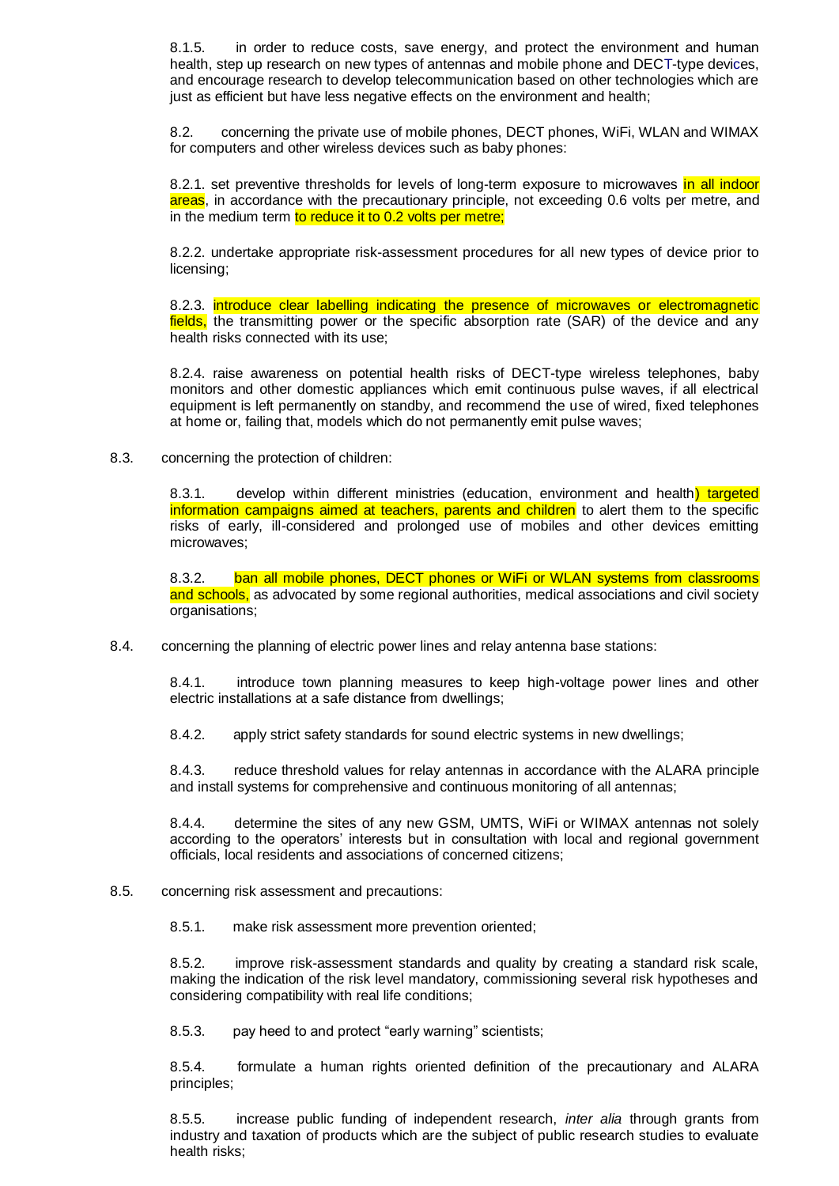8.1.5. in order to reduce costs, save energy, and protect the environment and human health, step up research on new types of antennas and mobile phone and DECT-type devices, and encourage research to develop telecommunication based on other technologies which are just as efficient but have less negative effects on the environment and health;

8.2. concerning the private use of mobile phones, DECT phones, WiFi, WLAN and WIMAX for computers and other wireless devices such as baby phones:

8.2.1. set preventive thresholds for levels of long-term exposure to microwaves in all indoor areas, in accordance with the precautionary principle, not exceeding 0.6 volts per metre, and in the medium term to reduce it to 0.2 volts per metre;

8.2.2. undertake appropriate risk-assessment procedures for all new types of device prior to licensing;

8.2.3. introduce clear labelling indicating the presence of microwaves or electromagnetic fields, the transmitting power or the specific absorption rate (SAR) of the device and any health risks connected with its use;

8.2.4. raise awareness on potential health risks of DECT-type wireless telephones, baby monitors and other domestic appliances which emit continuous pulse waves, if all electrical equipment is left permanently on standby, and recommend the use of wired, fixed telephones at home or, failing that, models which do not permanently emit pulse waves;

8.3. concerning the protection of children:

8.3.1. develop within different ministries (education, environment and health) targeted information campaigns aimed at teachers, parents and children to alert them to the specific risks of early, ill-considered and prolonged use of mobiles and other devices emitting microwaves;

8.3.2. ban all mobile phones, DECT phones or WiFi or WLAN systems from classrooms and schools, as advocated by some regional authorities, medical associations and civil society organisations;

8.4. concerning the planning of electric power lines and relay antenna base stations:

8.4.1. introduce town planning measures to keep high-voltage power lines and other electric installations at a safe distance from dwellings;

8.4.2. apply strict safety standards for sound electric systems in new dwellings;

8.4.3. reduce threshold values for relay antennas in accordance with the ALARA principle and install systems for comprehensive and continuous monitoring of all antennas;

8.4.4. determine the sites of any new GSM, UMTS, WiFi or WIMAX antennas not solely according to the operators' interests but in consultation with local and regional government officials, local residents and associations of concerned citizens;

8.5. concerning risk assessment and precautions:

8.5.1. make risk assessment more prevention oriented;

8.5.2. improve risk-assessment standards and quality by creating a standard risk scale, making the indication of the risk level mandatory, commissioning several risk hypotheses and considering compatibility with real life conditions;

8.5.3. pay heed to and protect "early warning" scientists;

8.5.4. formulate a human rights oriented definition of the precautionary and ALARA principles;

8.5.5. increase public funding of independent research, *inter alia* through grants from industry and taxation of products which are the subject of public research studies to evaluate health risks;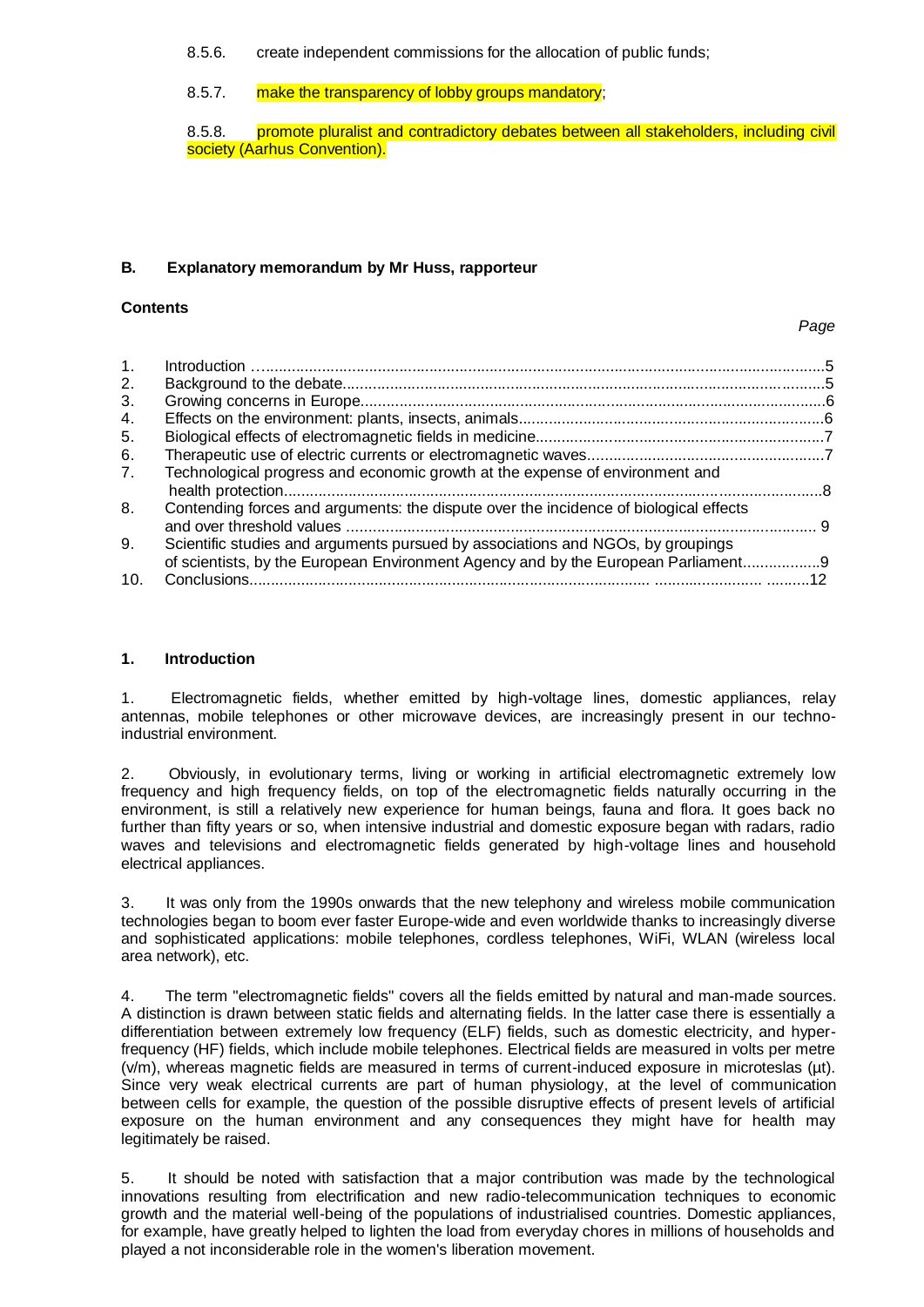8.5.6. create independent commissions for the allocation of public funds;

8.5.7. make the transparency of lobby groups mandatory;

8.5.8. promote pluralist and contradictory debates between all stakeholders, including civil society (Aarhus Convention).

## B. Explanatory memorandum by Mr Huss, rapporteur

**Contents**

*Page*

| | | |
|---|---|---|
| 1. | Introduction | 5 |
| 2. | Background to the debate | 5 |
| 3. | Growing concerns in Europe | 6 |
| 4. | Effects on the environment: plants, insects, animals | 6 |
| 5. | Biological effects of electromagnetic fields in medicine | 7 |
| 6. | Therapeutic use of electric currents or electromagnetic waves | 7 |
| 7. | Technological progress and economic growth at the expense of environment and health protection | 8 |
| 8. | Contending forces and arguments: the dispute over the incidence of biological effects and over threshold values | 9 |
| 9. | Scientific studies and arguments pursued by associations and NGOs, by groupings of scientists, by the European Environment Agency and by the European Parliament | 9 |
| 10. | Conclusions | 12 |

### 1. Introduction

1. Electromagnetic fields, whether emitted by high-voltage lines, domestic appliances, relay antennas, mobile telephones or other microwave devices, are increasingly present in our techno-industrial environment.

2. Obviously, in evolutionary terms, living or working in artificial electromagnetic extremely low frequency and high frequency fields, on top of the electromagnetic fields naturally occurring in the environment, is still a relatively new experience for human beings, fauna and flora. It goes back no further than fifty years or so, when intensive industrial and domestic exposure began with radars, radio waves and televisions and electromagnetic fields generated by high-voltage lines and household electrical appliances.

3. It was only from the 1990s onwards that the new telephony and wireless mobile communication technologies began to boom ever faster Europe-wide and even worldwide thanks to increasingly diverse and sophisticated applications: mobile telephones, cordless telephones, WiFi, WLAN (wireless local area network), etc.

4. The term "electromagnetic fields" covers all the fields emitted by natural and man-made sources. A distinction is drawn between static fields and alternating fields. In the latter case there is essentially a differentiation between extremely low frequency (ELF) fields, such as domestic electricity, and hyper-frequency (HF) fields, which include mobile telephones. Electrical fields are measured in volts per metre (v/m), whereas magnetic fields are measured in terms of current-induced exposure in microteslas (µt). Since very weak electrical currents are part of human physiology, at the level of communication between cells for example, the question of the possible disruptive effects of present levels of artificial exposure on the human environment and any consequences they might have for health may legitimately be raised.

5. It should be noted with satisfaction that a major contribution was made by the technological innovations resulting from electrification and new radio-telecommunication techniques to economic growth and the material well-being of the populations of industrialised countries. Domestic appliances, for example, have greatly helped to lighten the load from everyday chores in millions of households and played a not inconsiderable role in the women's liberation movement.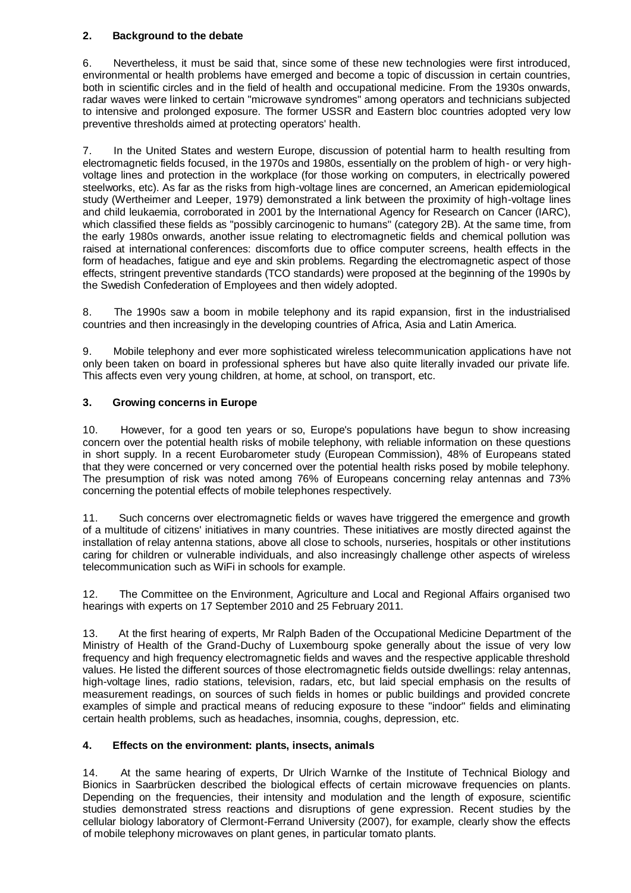## 2. Background to the debate

6. Nevertheless, it must be said that, since some of these new technologies were first introduced, environmental or health problems have emerged and become a topic of discussion in certain countries, both in scientific circles and in the field of health and occupational medicine. From the 1930s onwards, radar waves were linked to certain "microwave syndromes" among operators and technicians subjected to intensive and prolonged exposure. The former USSR and Eastern bloc countries adopted very low preventive thresholds aimed at protecting operators' health.

7. In the United States and western Europe, discussion of potential harm to health resulting from electromagnetic fields focused, in the 1970s and 1980s, essentially on the problem of high- or very high-voltage lines and protection in the workplace (for those working on computers, in electrically powered steelworks, etc). As far as the risks from high-voltage lines are concerned, an American epidemiological study (Wertheimer and Leeper, 1979) demonstrated a link between the proximity of high-voltage lines and child leukaemia, corroborated in 2001 by the International Agency for Research on Cancer (IARC), which classified these fields as "possibly carcinogenic to humans" (category 2B). At the same time, from the early 1980s onwards, another issue relating to electromagnetic fields and chemical pollution was raised at international conferences: discomforts due to office computer screens, health effects in the form of headaches, fatigue and eye and skin problems. Regarding the electromagnetic aspect of those effects, stringent preventive standards (TCO standards) were proposed at the beginning of the 1990s by the Swedish Confederation of Employees and then widely adopted.

8. The 1990s saw a boom in mobile telephony and its rapid expansion, first in the industrialised countries and then increasingly in the developing countries of Africa, Asia and Latin America.

9. Mobile telephony and ever more sophisticated wireless telecommunication applications have not only been taken on board in professional spheres but have also quite literally invaded our private life. This affects even very young children, at home, at school, on transport, etc.

## 3. Growing concerns in Europe

10. However, for a good ten years or so, Europe's populations have begun to show increasing concern over the potential health risks of mobile telephony, with reliable information on these questions in short supply. In a recent Eurobarometer study (European Commission), 48% of Europeans stated that they were concerned or very concerned over the potential health risks posed by mobile telephony. The presumption of risk was noted among 76% of Europeans concerning relay antennas and 73% concerning the potential effects of mobile telephones respectively.

11. Such concerns over electromagnetic fields or waves have triggered the emergence and growth of a multitude of citizens' initiatives in many countries. These initiatives are mostly directed against the installation of relay antenna stations, above all close to schools, nurseries, hospitals or other institutions caring for children or vulnerable individuals, and also increasingly challenge other aspects of wireless telecommunication such as WiFi in schools for example.

12. The Committee on the Environment, Agriculture and Local and Regional Affairs organised two hearings with experts on 17 September 2010 and 25 February 2011.

13. At the first hearing of experts, Mr Ralph Baden of the Occupational Medicine Department of the Ministry of Health of the Grand-Duchy of Luxembourg spoke generally about the issue of very low frequency and high frequency electromagnetic fields and waves and the respective applicable threshold values. He listed the different sources of those electromagnetic fields outside dwellings: relay antennas, high-voltage lines, radio stations, television, radars, etc, but laid special emphasis on the results of measurement readings, on sources of such fields in homes or public buildings and provided concrete examples of simple and practical means of reducing exposure to these "indoor" fields and eliminating certain health problems, such as headaches, insomnia, coughs, depression, etc.

## 4. Effects on the environment: plants, insects, animals

14. At the same hearing of experts, Dr Ulrich Warnke of the Institute of Technical Biology and Bionics in Saarbrücken described the biological effects of certain microwave frequencies on plants. Depending on the frequencies, their intensity and modulation and the length of exposure, scientific studies demonstrated stress reactions and disruptions of gene expression. Recent studies by the cellular biology laboratory of Clermont-Ferrand University (2007), for example, clearly show the effects of mobile telephony microwaves on plant genes, in particular tomato plants.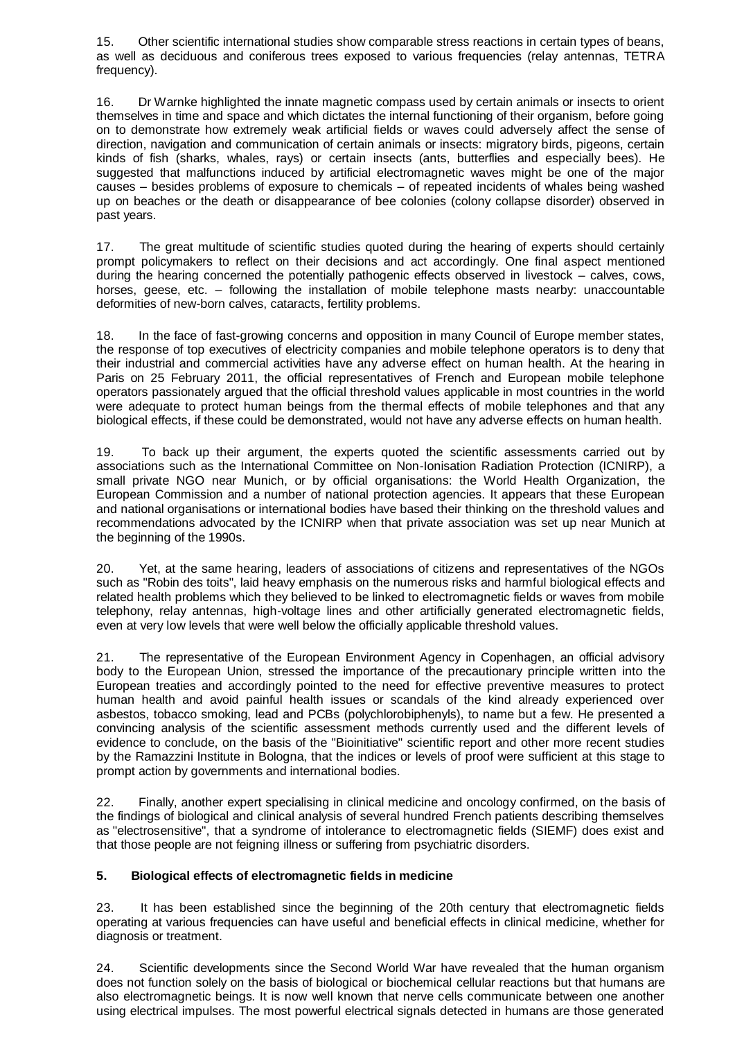15. Other scientific international studies show comparable stress reactions in certain types of beans, as well as deciduous and coniferous trees exposed to various frequencies (relay antennas, TETRA frequency).

16. Dr Warnke highlighted the innate magnetic compass used by certain animals or insects to orient themselves in time and space and which dictates the internal functioning of their organism, before going on to demonstrate how extremely weak artificial fields or waves could adversely affect the sense of direction, navigation and communication of certain animals or insects: migratory birds, pigeons, certain kinds of fish (sharks, whales, rays) or certain insects (ants, butterflies and especially bees). He suggested that malfunctions induced by artificial electromagnetic waves might be one of the major causes – besides problems of exposure to chemicals – of repeated incidents of whales being washed up on beaches or the death or disappearance of bee colonies (colony collapse disorder) observed in past years.

17. The great multitude of scientific studies quoted during the hearing of experts should certainly prompt policymakers to reflect on their decisions and act accordingly. One final aspect mentioned during the hearing concerned the potentially pathogenic effects observed in livestock – calves, cows, horses, geese, etc. – following the installation of mobile telephone masts nearby: unaccountable deformities of new-born calves, cataracts, fertility problems.

18. In the face of fast-growing concerns and opposition in many Council of Europe member states, the response of top executives of electricity companies and mobile telephone operators is to deny that their industrial and commercial activities have any adverse effect on human health. At the hearing in Paris on 25 February 2011, the official representatives of French and European mobile telephone operators passionately argued that the official threshold values applicable in most countries in the world were adequate to protect human beings from the thermal effects of mobile telephones and that any biological effects, if these could be demonstrated, would not have any adverse effects on human health.

19. To back up their argument, the experts quoted the scientific assessments carried out by associations such as the International Committee on Non-Ionisation Radiation Protection (ICNIRP), a small private NGO near Munich, or by official organisations: the World Health Organization, the European Commission and a number of national protection agencies. It appears that these European and national organisations or international bodies have based their thinking on the threshold values and recommendations advocated by the ICNIRP when that private association was set up near Munich at the beginning of the 1990s.

20. Yet, at the same hearing, leaders of associations of citizens and representatives of the NGOs such as "Robin des toits", laid heavy emphasis on the numerous risks and harmful biological effects and related health problems which they believed to be linked to electromagnetic fields or waves from mobile telephony, relay antennas, high-voltage lines and other artificially generated electromagnetic fields, even at very low levels that were well below the officially applicable threshold values.

21. The representative of the European Environment Agency in Copenhagen, an official advisory body to the European Union, stressed the importance of the precautionary principle written into the European treaties and accordingly pointed to the need for effective preventive measures to protect human health and avoid painful health issues or scandals of the kind already experienced over asbestos, tobacco smoking, lead and PCBs (polychlorobiphenyls), to name but a few. He presented a convincing analysis of the scientific assessment methods currently used and the different levels of evidence to conclude, on the basis of the "Bioinitiative" scientific report and other more recent studies by the Ramazzini Institute in Bologna, that the indices or levels of proof were sufficient at this stage to prompt action by governments and international bodies.

22. Finally, another expert specialising in clinical medicine and oncology confirmed, on the basis of the findings of biological and clinical analysis of several hundred French patients describing themselves as "electrosensitive", that a syndrome of intolerance to electromagnetic fields (SIEMF) does exist and that those people are not feigning illness or suffering from psychiatric disorders.

### 5. Biological effects of electromagnetic fields in medicine

23. It has been established since the beginning of the 20th century that electromagnetic fields operating at various frequencies can have useful and beneficial effects in clinical medicine, whether for diagnosis or treatment.

24. Scientific developments since the Second World War have revealed that the human organism does not function solely on the basis of biological or biochemical cellular reactions but that humans are also electromagnetic beings. It is now well known that nerve cells communicate between one another using electrical impulses. The most powerful electrical signals detected in humans are those generated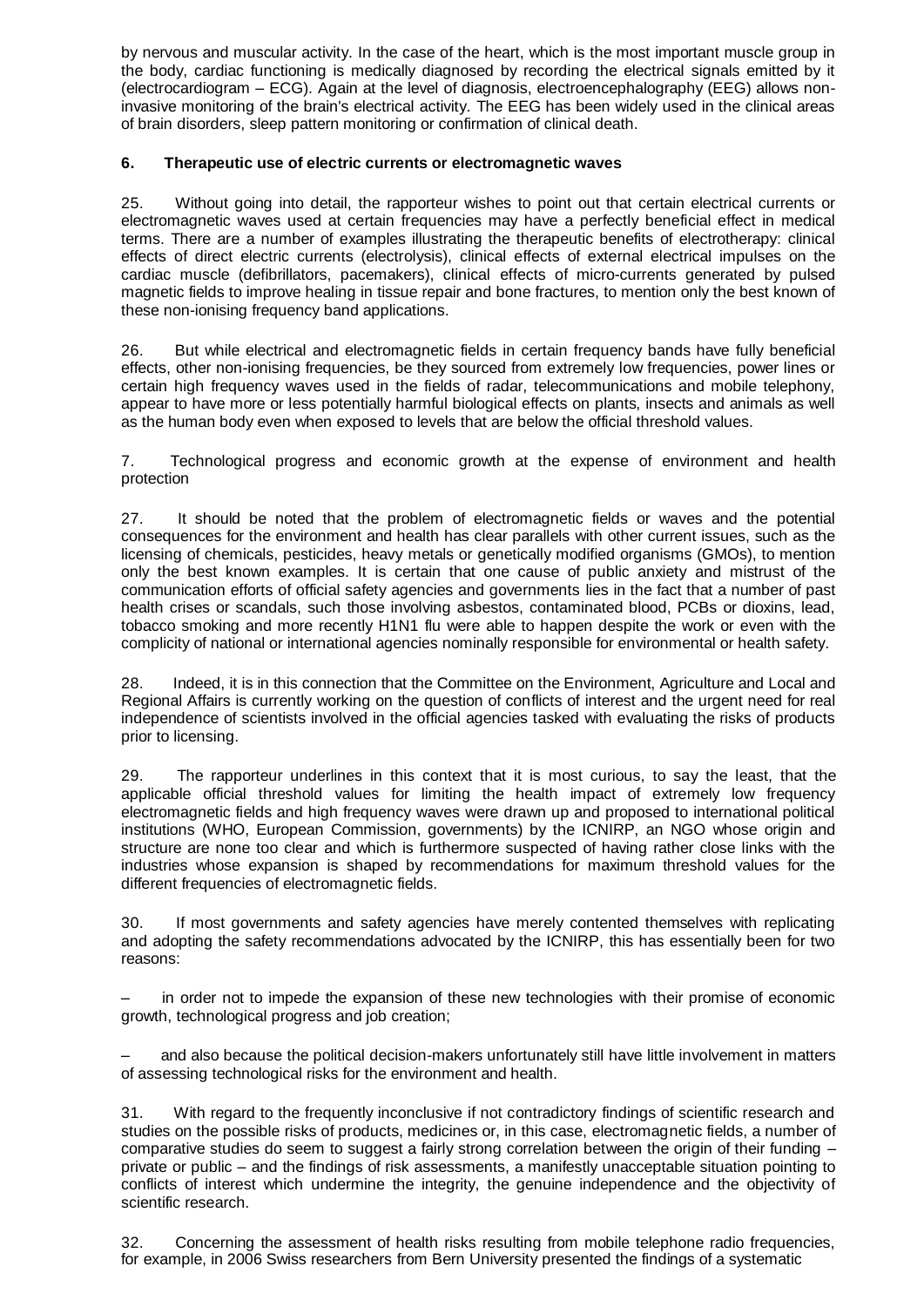by nervous and muscular activity. In the case of the heart, which is the most important muscle group in the body, cardiac functioning is medically diagnosed by recording the electrical signals emitted by it (electrocardiogram – ECG). Again at the level of diagnosis, electroencephalography (EEG) allows non-invasive monitoring of the brain's electrical activity. The EEG has been widely used in the clinical areas of brain disorders, sleep pattern monitoring or confirmation of clinical death.

## 6. Therapeutic use of electric currents or electromagnetic waves

25. Without going into detail, the rapporteur wishes to point out that certain electrical currents or electromagnetic waves used at certain frequencies may have a perfectly beneficial effect in medical terms. There are a number of examples illustrating the therapeutic benefits of electrotherapy: clinical effects of direct electric currents (electrolysis), clinical effects of external electrical impulses on the cardiac muscle (defibrillators, pacemakers), clinical effects of micro-currents generated by pulsed magnetic fields to improve healing in tissue repair and bone fractures, to mention only the best known of these non-ionising frequency band applications.

26. But while electrical and electromagnetic fields in certain frequency bands have fully beneficial effects, other non-ionising frequencies, be they sourced from extremely low frequencies, power lines or certain high frequency waves used in the fields of radar, telecommunications and mobile telephony, appear to have more or less potentially harmful biological effects on plants, insects and animals as well as the human body even when exposed to levels that are below the official threshold values.

## 7. Technological progress and economic growth at the expense of environment and health protection

27. It should be noted that the problem of electromagnetic fields or waves and the potential consequences for the environment and health has clear parallels with other current issues, such as the licensing of chemicals, pesticides, heavy metals or genetically modified organisms (GMOs), to mention only the best known examples. It is certain that one cause of public anxiety and mistrust of the communication efforts of official safety agencies and governments lies in the fact that a number of past health crises or scandals, such those involving asbestos, contaminated blood, PCBs or dioxins, lead, tobacco smoking and more recently H1N1 flu were able to happen despite the work or even with the complicity of national or international agencies nominally responsible for environmental or health safety.

28. Indeed, it is in this connection that the Committee on the Environment, Agriculture and Local and Regional Affairs is currently working on the question of conflicts of interest and the urgent need for real independence of scientists involved in the official agencies tasked with evaluating the risks of products prior to licensing.

29. The rapporteur underlines in this context that it is most curious, to say the least, that the applicable official threshold values for limiting the health impact of extremely low frequency electromagnetic fields and high frequency waves were drawn up and proposed to international political institutions (WHO, European Commission, governments) by the ICNIRP, an NGO whose origin and structure are none too clear and which is furthermore suspected of having rather close links with the industries whose expansion is shaped by recommendations for maximum threshold values for the different frequencies of electromagnetic fields.

30. If most governments and safety agencies have merely contented themselves with replicating and adopting the safety recommendations advocated by the ICNIRP, this has essentially been for two reasons:

– in order not to impede the expansion of these new technologies with their promise of economic growth, technological progress and job creation;

– and also because the political decision-makers unfortunately still have little involvement in matters of assessing technological risks for the environment and health.

31. With regard to the frequently inconclusive if not contradictory findings of scientific research and studies on the possible risks of products, medicines or, in this case, electromagnetic fields, a number of comparative studies do seem to suggest a fairly strong correlation between the origin of their funding – private or public – and the findings of risk assessments, a manifestly unacceptable situation pointing to conflicts of interest which undermine the integrity, the genuine independence and the objectivity of scientific research.

32. Concerning the assessment of health risks resulting from mobile telephone radio frequencies, for example, in 2006 Swiss researchers from Bern University presented the findings of a systematic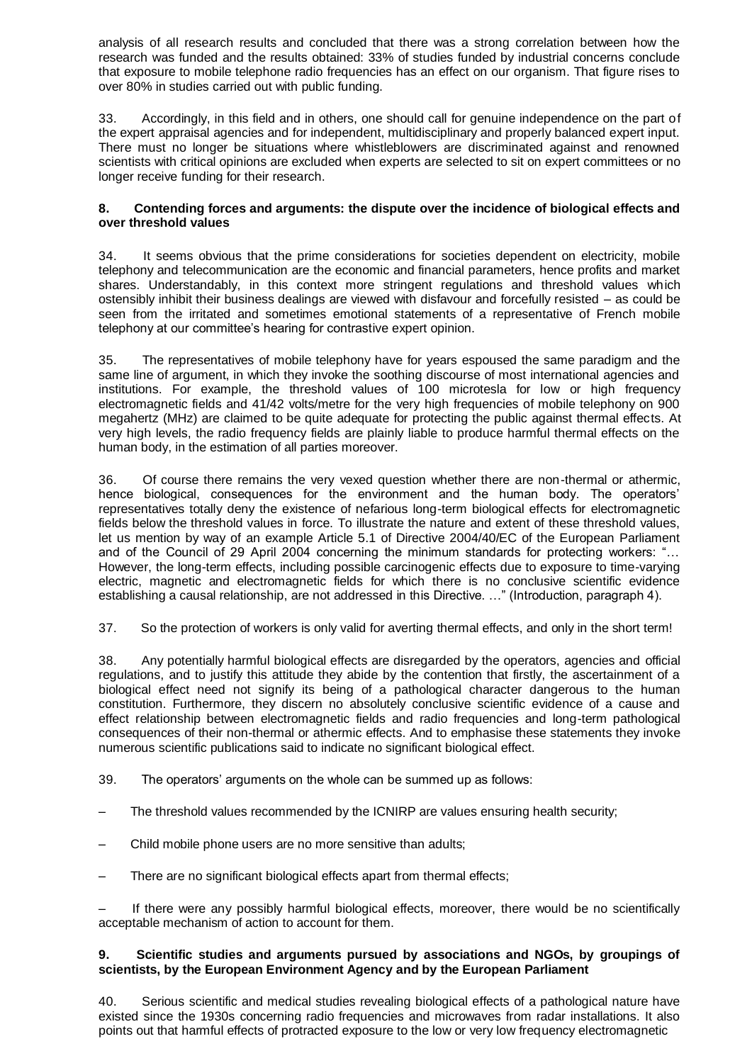analysis of all research results and concluded that there was a strong correlation between how the research was funded and the results obtained: 33% of studies funded by industrial concerns conclude that exposure to mobile telephone radio frequencies has an effect on our organism. That figure rises to over 80% in studies carried out with public funding.

33. Accordingly, in this field and in others, one should call for genuine independence on the part of the expert appraisal agencies and for independent, multidisciplinary and properly balanced expert input. There must no longer be situations where whistleblowers are discriminated against and renowned scientists with critical opinions are excluded when experts are selected to sit on expert committees or no longer receive funding for their research.

### 8. Contending forces and arguments: the dispute over the incidence of biological effects and over threshold values

34. It seems obvious that the prime considerations for societies dependent on electricity, mobile telephony and telecommunication are the economic and financial parameters, hence profits and market shares. Understandably, in this context more stringent regulations and threshold values which ostensibly inhibit their business dealings are viewed with disfavour and forcefully resisted – as could be seen from the irritated and sometimes emotional statements of a representative of French mobile telephony at our committee's hearing for contrastive expert opinion.

35. The representatives of mobile telephony have for years espoused the same paradigm and the same line of argument, in which they invoke the soothing discourse of most international agencies and institutions. For example, the threshold values of 100 microtesla for low or high frequency electromagnetic fields and 41/42 volts/metre for the very high frequencies of mobile telephony on 900 megahertz (MHz) are claimed to be quite adequate for protecting the public against thermal effects. At very high levels, the radio frequency fields are plainly liable to produce harmful thermal effects on the human body, in the estimation of all parties moreover.

36. Of course there remains the very vexed question whether there are non-thermal or athermic, hence biological, consequences for the environment and the human body. The operators' representatives totally deny the existence of nefarious long-term biological effects for electromagnetic fields below the threshold values in force. To illustrate the nature and extent of these threshold values, let us mention by way of an example Article 5.1 of Directive 2004/40/EC of the European Parliament and of the Council of 29 April 2004 concerning the minimum standards for protecting workers: "… However, the long-term effects, including possible carcinogenic effects due to exposure to time-varying electric, magnetic and electromagnetic fields for which there is no conclusive scientific evidence establishing a causal relationship, are not addressed in this Directive. …" (Introduction, paragraph 4).

37. So the protection of workers is only valid for averting thermal effects, and only in the short term!

38. Any potentially harmful biological effects are disregarded by the operators, agencies and official regulations, and to justify this attitude they abide by the contention that firstly, the ascertainment of a biological effect need not signify its being of a pathological character dangerous to the human constitution. Furthermore, they discern no absolutely conclusive scientific evidence of a cause and effect relationship between electromagnetic fields and radio frequencies and long-term pathological consequences of their non-thermal or athermic effects. And to emphasise these statements they invoke numerous scientific publications said to indicate no significant biological effect.

39. The operators' arguments on the whole can be summed up as follows:

- The threshold values recommended by the ICNIRP are values ensuring health security;
- Child mobile phone users are no more sensitive than adults;
- There are no significant biological effects apart from thermal effects;
- If there were any possibly harmful biological effects, moreover, there would be no scientifically acceptable mechanism of action to account for them.

### 9. Scientific studies and arguments pursued by associations and NGOs, by groupings of scientists, by the European Environment Agency and by the European Parliament

40. Serious scientific and medical studies revealing biological effects of a pathological nature have existed since the 1930s concerning radio frequencies and microwaves from radar installations. It also points out that harmful effects of protracted exposure to the low or very low frequency electromagnetic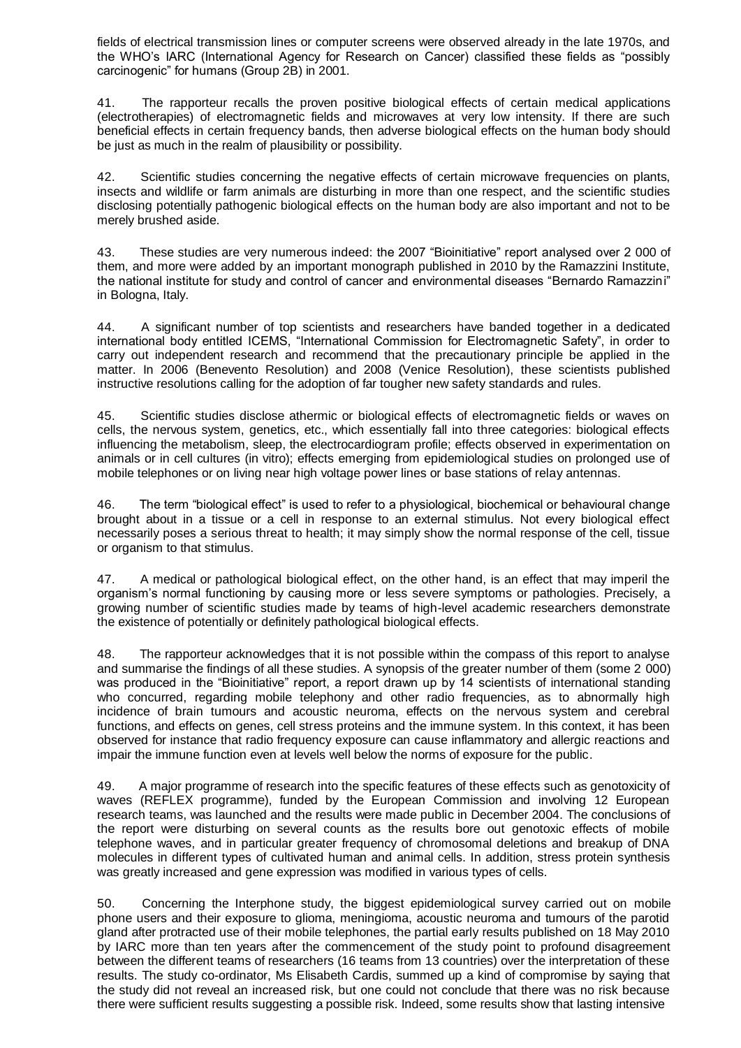fields of electrical transmission lines or computer screens were observed already in the late 1970s, and the WHO's IARC (International Agency for Research on Cancer) classified these fields as "possibly carcinogenic" for humans (Group 2B) in 2001.

41. The rapporteur recalls the proven positive biological effects of certain medical applications (electrotherapies) of electromagnetic fields and microwaves at very low intensity. If there are such beneficial effects in certain frequency bands, then adverse biological effects on the human body should be just as much in the realm of plausibility or possibility.

42. Scientific studies concerning the negative effects of certain microwave frequencies on plants, insects and wildlife or farm animals are disturbing in more than one respect, and the scientific studies disclosing potentially pathogenic biological effects on the human body are also important and not to be merely brushed aside.

43. These studies are very numerous indeed: the 2007 "Bioinitiative" report analysed over 2 000 of them, and more were added by an important monograph published in 2010 by the Ramazzini Institute, the national institute for study and control of cancer and environmental diseases "Bernardo Ramazzini" in Bologna, Italy.

44. A significant number of top scientists and researchers have banded together in a dedicated international body entitled ICEMS, "International Commission for Electromagnetic Safety", in order to carry out independent research and recommend that the precautionary principle be applied in the matter. In 2006 (Benevento Resolution) and 2008 (Venice Resolution), these scientists published instructive resolutions calling for the adoption of far tougher new safety standards and rules.

45. Scientific studies disclose athermic or biological effects of electromagnetic fields or waves on cells, the nervous system, genetics, etc., which essentially fall into three categories: biological effects influencing the metabolism, sleep, the electrocardiogram profile; effects observed in experimentation on animals or in cell cultures (in vitro); effects emerging from epidemiological studies on prolonged use of mobile telephones or on living near high voltage power lines or base stations of relay antennas.

46. The term "biological effect" is used to refer to a physiological, biochemical or behavioural change brought about in a tissue or a cell in response to an external stimulus. Not every biological effect necessarily poses a serious threat to health; it may simply show the normal response of the cell, tissue or organism to that stimulus.

47. A medical or pathological biological effect, on the other hand, is an effect that may imperil the organism's normal functioning by causing more or less severe symptoms or pathologies. Precisely, a growing number of scientific studies made by teams of high-level academic researchers demonstrate the existence of potentially or definitely pathological biological effects.

48. The rapporteur acknowledges that it is not possible within the compass of this report to analyse and summarise the findings of all these studies. A synopsis of the greater number of them (some 2 000) was produced in the "Bioinitiative" report, a report drawn up by 14 scientists of international standing who concurred, regarding mobile telephony and other radio frequencies, as to abnormally high incidence of brain tumours and acoustic neuroma, effects on the nervous system and cerebral functions, and effects on genes, cell stress proteins and the immune system. In this context, it has been observed for instance that radio frequency exposure can cause inflammatory and allergic reactions and impair the immune function even at levels well below the norms of exposure for the public.

49. A major programme of research into the specific features of these effects such as genotoxicity of waves (REFLEX programme), funded by the European Commission and involving 12 European research teams, was launched and the results were made public in December 2004. The conclusions of the report were disturbing on several counts as the results bore out genotoxic effects of mobile telephone waves, and in particular greater frequency of chromosomal deletions and breakup of DNA molecules in different types of cultivated human and animal cells. In addition, stress protein synthesis was greatly increased and gene expression was modified in various types of cells.

50. Concerning the Interphone study, the biggest epidemiological survey carried out on mobile phone users and their exposure to glioma, meningioma, acoustic neuroma and tumours of the parotid gland after protracted use of their mobile telephones, the partial early results published on 18 May 2010 by IARC more than ten years after the commencement of the study point to profound disagreement between the different teams of researchers (16 teams from 13 countries) over the interpretation of these results. The study co-ordinator, Ms Elisabeth Cardis, summed up a kind of compromise by saying that the study did not reveal an increased risk, but one could not conclude that there was no risk because there were sufficient results suggesting a possible risk. Indeed, some results show that lasting intensive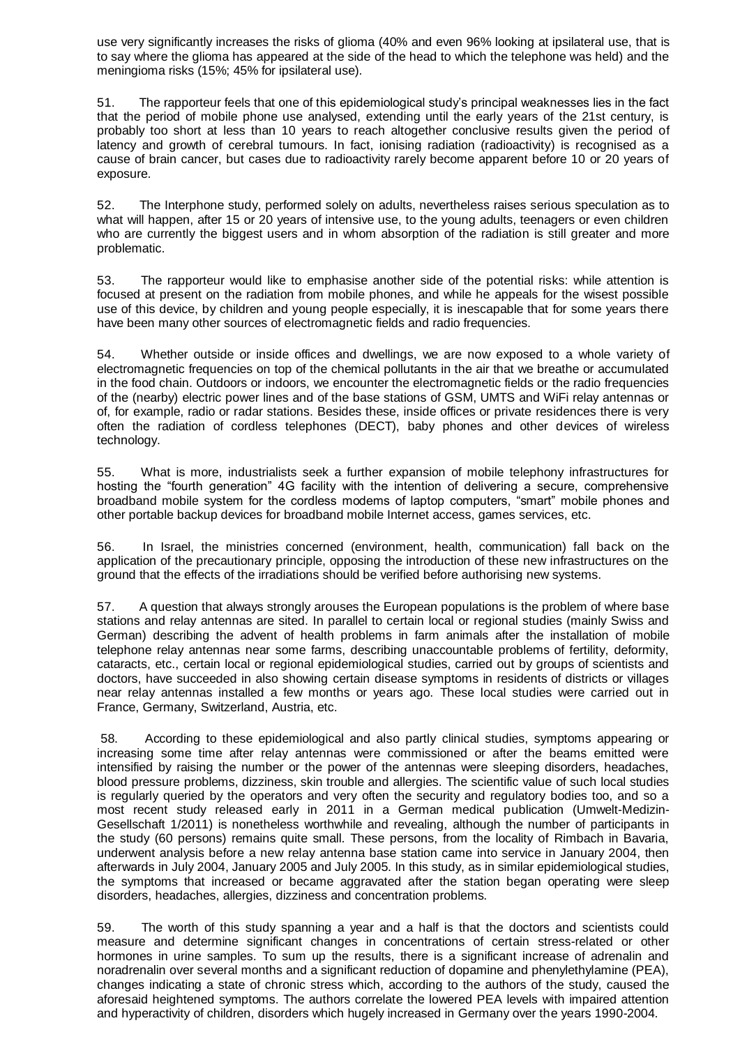use very significantly increases the risks of glioma (40% and even 96% looking at ipsilateral use, that is to say where the glioma has appeared at the side of the head to which the telephone was held) and the meningioma risks (15%; 45% for ipsilateral use).

51. The rapporteur feels that one of this epidemiological study's principal weaknesses lies in the fact that the period of mobile phone use analysed, extending until the early years of the 21st century, is probably too short at less than 10 years to reach altogether conclusive results given the period of latency and growth of cerebral tumours. In fact, ionising radiation (radioactivity) is recognised as a cause of brain cancer, but cases due to radioactivity rarely become apparent before 10 or 20 years of exposure.

52. The Interphone study, performed solely on adults, nevertheless raises serious speculation as to what will happen, after 15 or 20 years of intensive use, to the young adults, teenagers or even children who are currently the biggest users and in whom absorption of the radiation is still greater and more problematic.

53. The rapporteur would like to emphasise another side of the potential risks: while attention is focused at present on the radiation from mobile phones, and while he appeals for the wisest possible use of this device, by children and young people especially, it is inescapable that for some years there have been many other sources of electromagnetic fields and radio frequencies.

54. Whether outside or inside offices and dwellings, we are now exposed to a whole variety of electromagnetic frequencies on top of the chemical pollutants in the air that we breathe or accumulated in the food chain. Outdoors or indoors, we encounter the electromagnetic fields or the radio frequencies of the (nearby) electric power lines and of the base stations of GSM, UMTS and WiFi relay antennas or of, for example, radio or radar stations. Besides these, inside offices or private residences there is very often the radiation of cordless telephones (DECT), baby phones and other devices of wireless technology.

55. What is more, industrialists seek a further expansion of mobile telephony infrastructures for hosting the "fourth generation" 4G facility with the intention of delivering a secure, comprehensive broadband mobile system for the cordless modems of laptop computers, "smart" mobile phones and other portable backup devices for broadband mobile Internet access, games services, etc.

56. In Israel, the ministries concerned (environment, health, communication) fall back on the application of the precautionary principle, opposing the introduction of these new infrastructures on the ground that the effects of the irradiations should be verified before authorising new systems.

57. A question that always strongly arouses the European populations is the problem of where base stations and relay antennas are sited. In parallel to certain local or regional studies (mainly Swiss and German) describing the advent of health problems in farm animals after the installation of mobile telephone relay antennas near some farms, describing unaccountable problems of fertility, deformity, cataracts, etc., certain local or regional epidemiological studies, carried out by groups of scientists and doctors, have succeeded in also showing certain disease symptoms in residents of districts or villages near relay antennas installed a few months or years ago. These local studies were carried out in France, Germany, Switzerland, Austria, etc.

58. According to these epidemiological and also partly clinical studies, symptoms appearing or increasing some time after relay antennas were commissioned or after the beams emitted were intensified by raising the number or the power of the antennas were sleeping disorders, headaches, blood pressure problems, dizziness, skin trouble and allergies. The scientific value of such local studies is regularly queried by the operators and very often the security and regulatory bodies too, and so a most recent study released early in 2011 in a German medical publication (Umwelt-Medizin-Gesellschaft 1/2011) is nonetheless worthwhile and revealing, although the number of participants in the study (60 persons) remains quite small. These persons, from the locality of Rimbach in Bavaria, underwent analysis before a new relay antenna base station came into service in January 2004, then afterwards in July 2004, January 2005 and July 2005. In this study, as in similar epidemiological studies, the symptoms that increased or became aggravated after the station began operating were sleep disorders, headaches, allergies, dizziness and concentration problems.

59. The worth of this study spanning a year and a half is that the doctors and scientists could measure and determine significant changes in concentrations of certain stress-related or other hormones in urine samples. To sum up the results, there is a significant increase of adrenalin and noradrenalin over several months and a significant reduction of dopamine and phenylethylamine (PEA), changes indicating a state of chronic stress which, according to the authors of the study, caused the aforesaid heightened symptoms. The authors correlate the lowered PEA levels with impaired attention and hyperactivity of children, disorders which hugely increased in Germany over the years 1990-2004.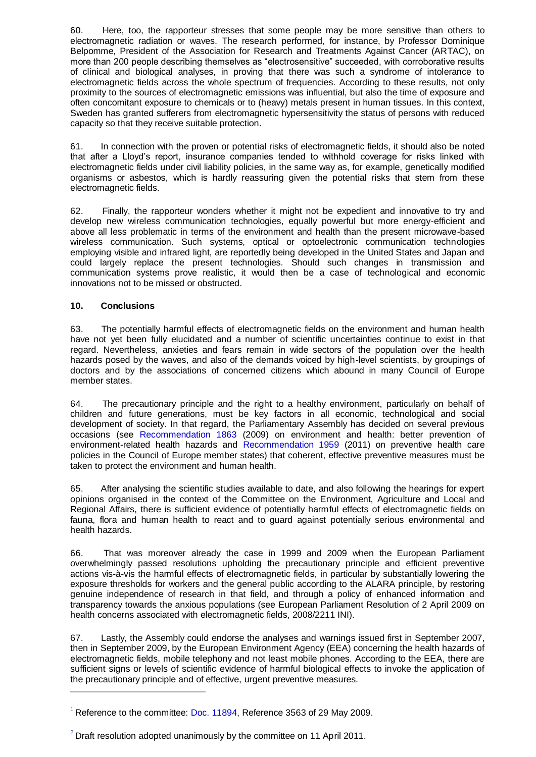60. Here, too, the rapporteur stresses that some people may be more sensitive than others to electromagnetic radiation or waves. The research performed, for instance, by Professor Dominique Belpomme, President of the Association for Research and Treatments Against Cancer (ARTAC), on more than 200 people describing themselves as "electrosensitive" succeeded, with corroborative results of clinical and biological analyses, in proving that there was such a syndrome of intolerance to electromagnetic fields across the whole spectrum of frequencies. According to these results, not only proximity to the sources of electromagnetic emissions was influential, but also the time of exposure and often concomitant exposure to chemicals or to (heavy) metals present in human tissues. In this context, Sweden has granted sufferers from electromagnetic hypersensitivity the status of persons with reduced capacity so that they receive suitable protection.

61. In connection with the proven or potential risks of electromagnetic fields, it should also be noted that after a Lloyd's report, insurance companies tended to withhold coverage for risks linked with electromagnetic fields under civil liability policies, in the same way as, for example, genetically modified organisms or asbestos, which is hardly reassuring given the potential risks that stem from these electromagnetic fields.

62. Finally, the rapporteur wonders whether it might not be expedient and innovative to try and develop new wireless communication technologies, equally powerful but more energy-efficient and above all less problematic in terms of the environment and health than the present microwave-based wireless communication. Such systems, optical or optoelectronic communication technologies employing visible and infrared light, are reportedly being developed in the United States and Japan and could largely replace the present technologies. Should such changes in transmission and communication systems prove realistic, it would then be a case of technological and economic innovations not to be missed or obstructed.

### 10. Conclusions

63. The potentially harmful effects of electromagnetic fields on the environment and human health have not yet been fully elucidated and a number of scientific uncertainties continue to exist in that regard. Nevertheless, anxieties and fears remain in wide sectors of the population over the health hazards posed by the waves, and also of the demands voiced by high-level scientists, by groupings of doctors and by the associations of concerned citizens which abound in many Council of Europe member states.

64. The precautionary principle and the right to a healthy environment, particularly on behalf of children and future generations, must be key factors in all economic, technological and social development of society. In that regard, the Parliamentary Assembly has decided on several previous occasions (see Recommendation 1863 (2009) on environment and health: better prevention of environment-related health hazards and Recommendation 1959 (2011) on preventive health care policies in the Council of Europe member states) that coherent, effective preventive measures must be taken to protect the environment and human health.

65. After analysing the scientific studies available to date, and also following the hearings for expert opinions organised in the context of the Committee on the Environment, Agriculture and Local and Regional Affairs, there is sufficient evidence of potentially harmful effects of electromagnetic fields on fauna, flora and human health to react and to guard against potentially serious environmental and health hazards.

66. That was moreover already the case in 1999 and 2009 when the European Parliament overwhelmingly passed resolutions upholding the precautionary principle and efficient preventive actions vis-à-vis the harmful effects of electromagnetic fields, in particular by substantially lowering the exposure thresholds for workers and the general public according to the ALARA principle, by restoring genuine independence of research in that field, and through a policy of enhanced information and transparency towards the anxious populations (see European Parliament Resolution of 2 April 2009 on health concerns associated with electromagnetic fields, 2008/2211 INI).

67. Lastly, the Assembly could endorse the analyses and warnings issued first in September 2007, then in September 2009, by the European Environment Agency (EEA) concerning the health hazards of electromagnetic fields, mobile telephony and not least mobile phones. According to the EEA, there are sufficient signs or levels of scientific evidence of harmful biological effects to invoke the application of the precautionary principle and of effective, urgent preventive measures.

---

[1] Reference to the committee: Doc. 11894, Reference 3563 of 29 May 2009.

[2] Draft resolution adopted unanimously by the committee on 11 April 2011.